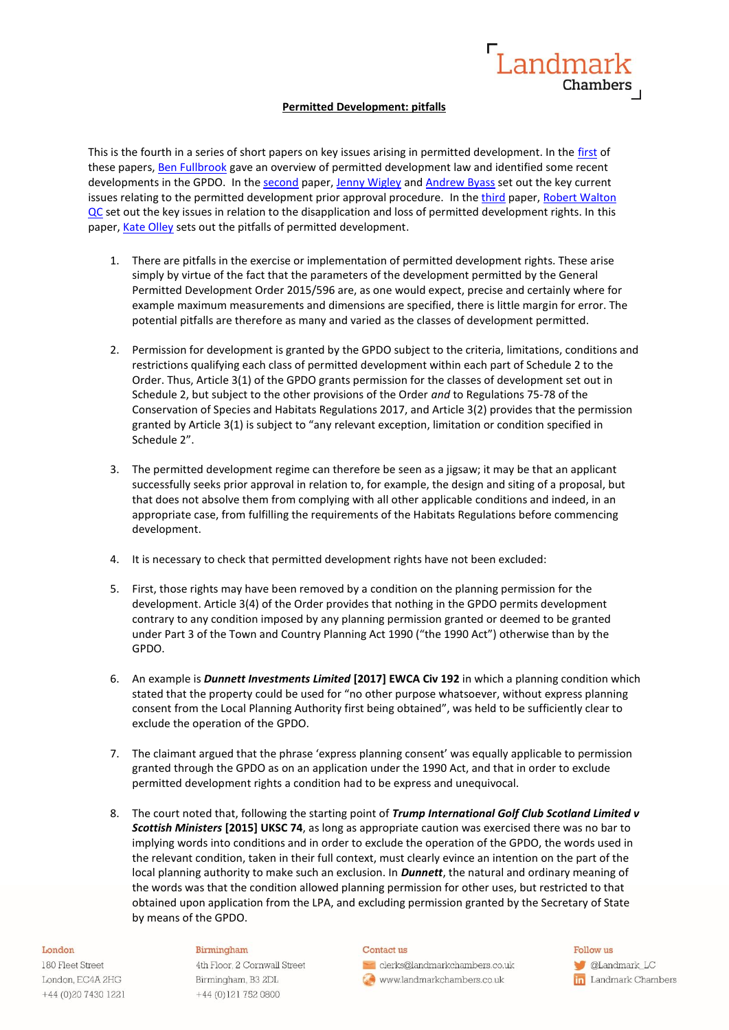# Permitted Development: pitfalls

This is the fourth in a series of short papers on key issues arising in permitted development. In the first of these papers, Ben Fullbrook gave an overview of permitted development law and identified some recent developments in the GPDO. In the second paper, Jenny Wigley and Andrew Byass set out the key current issues relating to the permitted development prior approval procedure. In the third paper, Robert Walton QC set out the key issues in relation to the disapplication and loss of permitted development rights. In this paper, Kate Olley sets out the pitfalls of permitted development.

1. There are pitfalls in the exercise or implementation of permitted development rights. These arise simply by virtue of the fact that the parameters of the development permitted by the General Permitted Development Order 2015/596 are, as one would expect, precise and certainly where for example maximum measurements and dimensions are specified, there is little margin for error. The potential pitfalls are therefore as many and varied as the classes of development permitted.

2. Permission for development is granted by the GPDO subject to the criteria, limitations, conditions and restrictions qualifying each class of permitted development within each part of Schedule 2 to the Order. Thus, Article 3(1) of the GPDO grants permission for the classes of development set out in Schedule 2, but subject to the other provisions of the Order *and* to Regulations 75-78 of the Conservation of Species and Habitats Regulations 2017, and Article 3(2) provides that the permission granted by Article 3(1) is subject to "any relevant exception, limitation or condition specified in Schedule 2".

3. The permitted development regime can therefore be seen as a jigsaw; it may be that an applicant successfully seeks prior approval in relation to, for example, the design and siting of a proposal, but that does not absolve them from complying with all other applicable conditions and indeed, in an appropriate case, from fulfilling the requirements of the Habitats Regulations before commencing development.

4. It is necessary to check that permitted development rights have not been excluded:

5. First, those rights may have been removed by a condition on the planning permission for the development. Article 3(4) of the Order provides that nothing in the GPDO permits development contrary to any condition imposed by any planning permission granted or deemed to be granted under Part 3 of the Town and Country Planning Act 1990 ("the 1990 Act") otherwise than by the GPDO.

6. An example is ***Dunnett Investments Limited*** **[2017] EWCA Civ 192** in which a planning condition which stated that the property could be used for "no other purpose whatsoever, without express planning consent from the Local Planning Authority first being obtained", was held to be sufficiently clear to exclude the operation of the GPDO.

7. The claimant argued that the phrase 'express planning consent' was equally applicable to permission granted through the GPDO as on an application under the 1990 Act, and that in order to exclude permitted development rights a condition had to be express and unequivocal.

8. The court noted that, following the starting point of ***Trump International Golf Club Scotland Limited v Scottish Ministers*** **[2015] UKSC 74**, as long as appropriate caution was exercised there was no bar to implying words into conditions and in order to exclude the operation of the GPDO, the words used in the relevant condition, taken in their full context, must clearly evince an intention on the part of the local planning authority to make such an exclusion. In ***Dunnett***, the natural and ordinary meaning of the words was that the condition allowed planning permission for other uses, but restricted to that obtained upon application from the LPA, and excluding permission granted by the Secretary of State by means of the GPDO.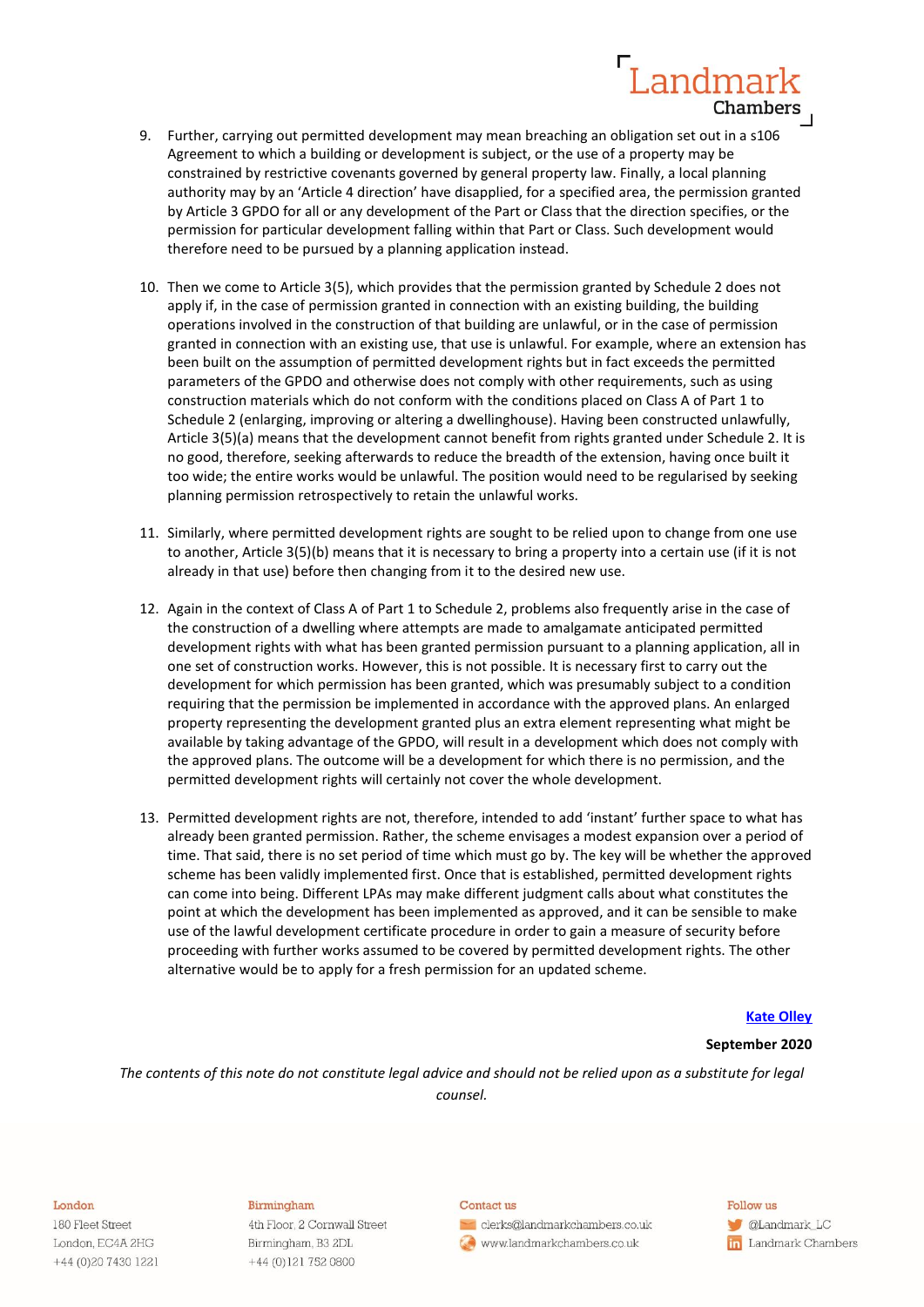9. Further, carrying out permitted development may mean breaching an obligation set out in a s106 Agreement to which a building or development is subject, or the use of a property may be constrained by restrictive covenants governed by general property law. Finally, a local planning authority may by an 'Article 4 direction' have disapplied, for a specified area, the permission granted by Article 3 GPDO for all or any development of the Part or Class that the direction specifies, or the permission for particular development falling within that Part or Class. Such development would therefore need to be pursued by a planning application instead.

10. Then we come to Article 3(5), which provides that the permission granted by Schedule 2 does not apply if, in the case of permission granted in connection with an existing building, the building operations involved in the construction of that building are unlawful, or in the case of permission granted in connection with an existing use, that use is unlawful. For example, where an extension has been built on the assumption of permitted development rights but in fact exceeds the permitted parameters of the GPDO and otherwise does not comply with other requirements, such as using construction materials which do not conform with the conditions placed on Class A of Part 1 to Schedule 2 (enlarging, improving or altering a dwellinghouse). Having been constructed unlawfully, Article 3(5)(a) means that the development cannot benefit from rights granted under Schedule 2. It is no good, therefore, seeking afterwards to reduce the breadth of the extension, having once built it too wide; the entire works would be unlawful. The position would need to be regularised by seeking planning permission retrospectively to retain the unlawful works.

11. Similarly, where permitted development rights are sought to be relied upon to change from one use to another, Article 3(5)(b) means that it is necessary to bring a property into a certain use (if it is not already in that use) before then changing from it to the desired new use.

12. Again in the context of Class A of Part 1 to Schedule 2, problems also frequently arise in the case of the construction of a dwelling where attempts are made to amalgamate anticipated permitted development rights with what has been granted permission pursuant to a planning application, all in one set of construction works. However, this is not possible. It is necessary first to carry out the development for which permission has been granted, which was presumably subject to a condition requiring that the permission be implemented in accordance with the approved plans. An enlarged property representing the development granted plus an extra element representing what might be available by taking advantage of the GPDO, will result in a development which does not comply with the approved plans. The outcome will be a development for which there is no permission, and the permitted development rights will certainly not cover the whole development.

13. Permitted development rights are not, therefore, intended to add 'instant' further space to what has already been granted permission. Rather, the scheme envisages a modest expansion over a period of time. That said, there is no set period of time which must go by. The key will be whether the approved scheme has been validly implemented first. Once that is established, permitted development rights can come into being. Different LPAs may make different judgment calls about what constitutes the point at which the development has been implemented as approved, and it can be sensible to make use of the lawful development certificate procedure in order to gain a measure of security before proceeding with further works assumed to be covered by permitted development rights. The other alternative would be to apply for a fresh permission for an updated scheme.

Kate Olley

**September 2020**

*The contents of this note do not constitute legal advice and should not be relied upon as a substitute for legal counsel.*

London
180 Fleet Street
London, EC4A 2HG
+44 (0)20 7430 1221

Birmingham
4th Floor, 2 Cornwall Street
Birmingham, B3 2DL
+44 (0)121 752 0800

Contact us
clerks@landmarkchambers.co.uk
www.landmarkchambers.co.uk

Follow us
@Landmark_LC
Landmark Chambers